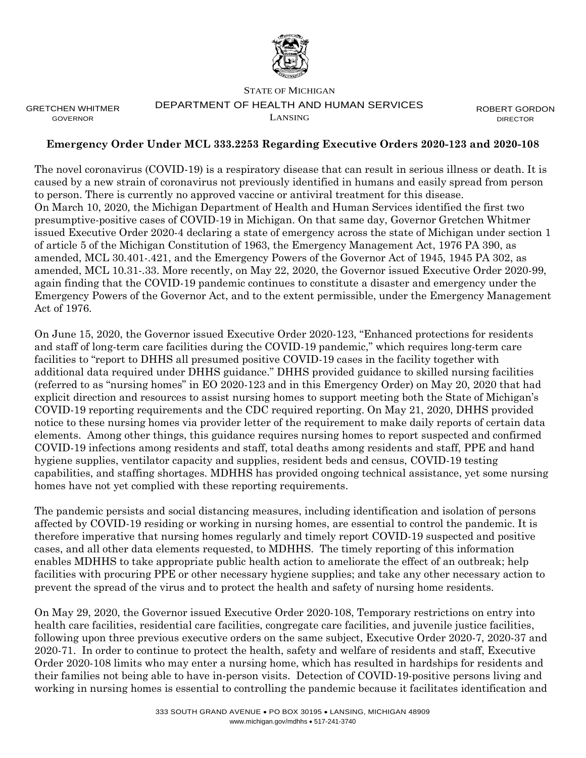STATE OF MICHIGAN

DEPARTMENT OF HEALTH AND HUMAN SERVICES

LANSING

GRETCHEN WHITMER
GOVERNOR

ROBERT GORDON
DIRECTOR

**Emergency Order Under MCL 333.2253 Regarding Executive Orders 2020-123 and 2020-108**

The novel coronavirus (COVID-19) is a respiratory disease that can result in serious illness or death. It is caused by a new strain of coronavirus not previously identified in humans and easily spread from person to person. There is currently no approved vaccine or antiviral treatment for this disease.
On March 10, 2020, the Michigan Department of Health and Human Services identified the first two presumptive-positive cases of COVID-19 in Michigan. On that same day, Governor Gretchen Whitmer issued Executive Order 2020-4 declaring a state of emergency across the state of Michigan under section 1 of article 5 of the Michigan Constitution of 1963, the Emergency Management Act, 1976 PA 390, as amended, MCL 30.401-.421, and the Emergency Powers of the Governor Act of 1945, 1945 PA 302, as amended, MCL 10.31-.33. More recently, on May 22, 2020, the Governor issued Executive Order 2020-99, again finding that the COVID-19 pandemic continues to constitute a disaster and emergency under the Emergency Powers of the Governor Act, and to the extent permissible, under the Emergency Management Act of 1976.

On June 15, 2020, the Governor issued Executive Order 2020-123, "Enhanced protections for residents and staff of long-term care facilities during the COVID-19 pandemic," which requires long-term care facilities to "report to DHHS all presumed positive COVID-19 cases in the facility together with additional data required under DHHS guidance." DHHS provided guidance to skilled nursing facilities (referred to as "nursing homes" in EO 2020-123 and in this Emergency Order) on May 20, 2020 that had explicit direction and resources to assist nursing homes to support meeting both the State of Michigan's COVID-19 reporting requirements and the CDC required reporting. On May 21, 2020, DHHS provided notice to these nursing homes via provider letter of the requirement to make daily reports of certain data elements. Among other things, this guidance requires nursing homes to report suspected and confirmed COVID-19 infections among residents and staff, total deaths among residents and staff, PPE and hand hygiene supplies, ventilator capacity and supplies, resident beds and census, COVID-19 testing capabilities, and staffing shortages. MDHHS has provided ongoing technical assistance, yet some nursing homes have not yet complied with these reporting requirements.

The pandemic persists and social distancing measures, including identification and isolation of persons affected by COVID-19 residing or working in nursing homes, are essential to control the pandemic. It is therefore imperative that nursing homes regularly and timely report COVID-19 suspected and positive cases, and all other data elements requested, to MDHHS. The timely reporting of this information enables MDHHS to take appropriate public health action to ameliorate the effect of an outbreak; help facilities with procuring PPE or other necessary hygiene supplies; and take any other necessary action to prevent the spread of the virus and to protect the health and safety of nursing home residents.

On May 29, 2020, the Governor issued Executive Order 2020-108, Temporary restrictions on entry into health care facilities, residential care facilities, congregate care facilities, and juvenile justice facilities, following upon three previous executive orders on the same subject, Executive Order 2020-7, 2020-37 and 2020-71. In order to continue to protect the health, safety and welfare of residents and staff, Executive Order 2020-108 limits who may enter a nursing home, which has resulted in hardships for residents and their families not being able to have in-person visits. Detection of COVID-19-positive persons living and working in nursing homes is essential to controlling the pandemic because it facilitates identification and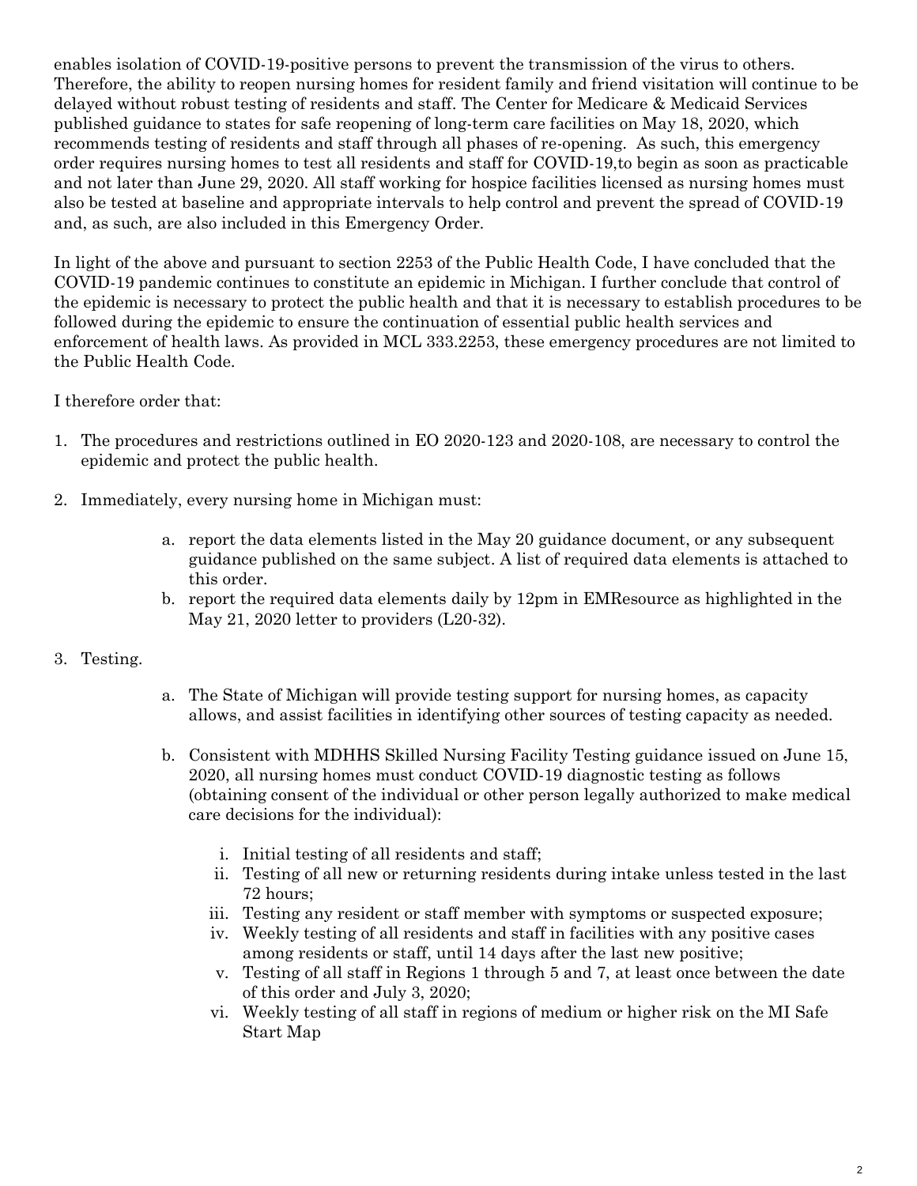enables isolation of COVID-19-positive persons to prevent the transmission of the virus to others. Therefore, the ability to reopen nursing homes for resident family and friend visitation will continue to be delayed without robust testing of residents and staff. The Center for Medicare & Medicaid Services published guidance to states for safe reopening of long-term care facilities on May 18, 2020, which recommends testing of residents and staff through all phases of re-opening. As such, this emergency order requires nursing homes to test all residents and staff for COVID-19,to begin as soon as practicable and not later than June 29, 2020. All staff working for hospice facilities licensed as nursing homes must also be tested at baseline and appropriate intervals to help control and prevent the spread of COVID-19 and, as such, are also included in this Emergency Order.

In light of the above and pursuant to section 2253 of the Public Health Code, I have concluded that the COVID-19 pandemic continues to constitute an epidemic in Michigan. I further conclude that control of the epidemic is necessary to protect the public health and that it is necessary to establish procedures to be followed during the epidemic to ensure the continuation of essential public health services and enforcement of health laws. As provided in MCL 333.2253, these emergency procedures are not limited to the Public Health Code.

I therefore order that:

1. The procedures and restrictions outlined in EO 2020-123 and 2020-108, are necessary to control the epidemic and protect the public health.

2. Immediately, every nursing home in Michigan must:

   a. report the data elements listed in the May 20 guidance document, or any subsequent guidance published on the same subject. A list of required data elements is attached to this order.
   b. report the required data elements daily by 12pm in EMResource as highlighted in the May 21, 2020 letter to providers (L20-32).

3. Testing.

   a. The State of Michigan will provide testing support for nursing homes, as capacity allows, and assist facilities in identifying other sources of testing capacity as needed.

   b. Consistent with MDHHS Skilled Nursing Facility Testing guidance issued on June 15, 2020, all nursing homes must conduct COVID-19 diagnostic testing as follows (obtaining consent of the individual or other person legally authorized to make medical care decisions for the individual):

      i. Initial testing of all residents and staff;
      ii. Testing of all new or returning residents during intake unless tested in the last 72 hours;
      iii. Testing any resident or staff member with symptoms or suspected exposure;
      iv. Weekly testing of all residents and staff in facilities with any positive cases among residents or staff, until 14 days after the last new positive;
      v. Testing of all staff in Regions 1 through 5 and 7, at least once between the date of this order and July 3, 2020;
      vi. Weekly testing of all staff in regions of medium or higher risk on the MI Safe Start Map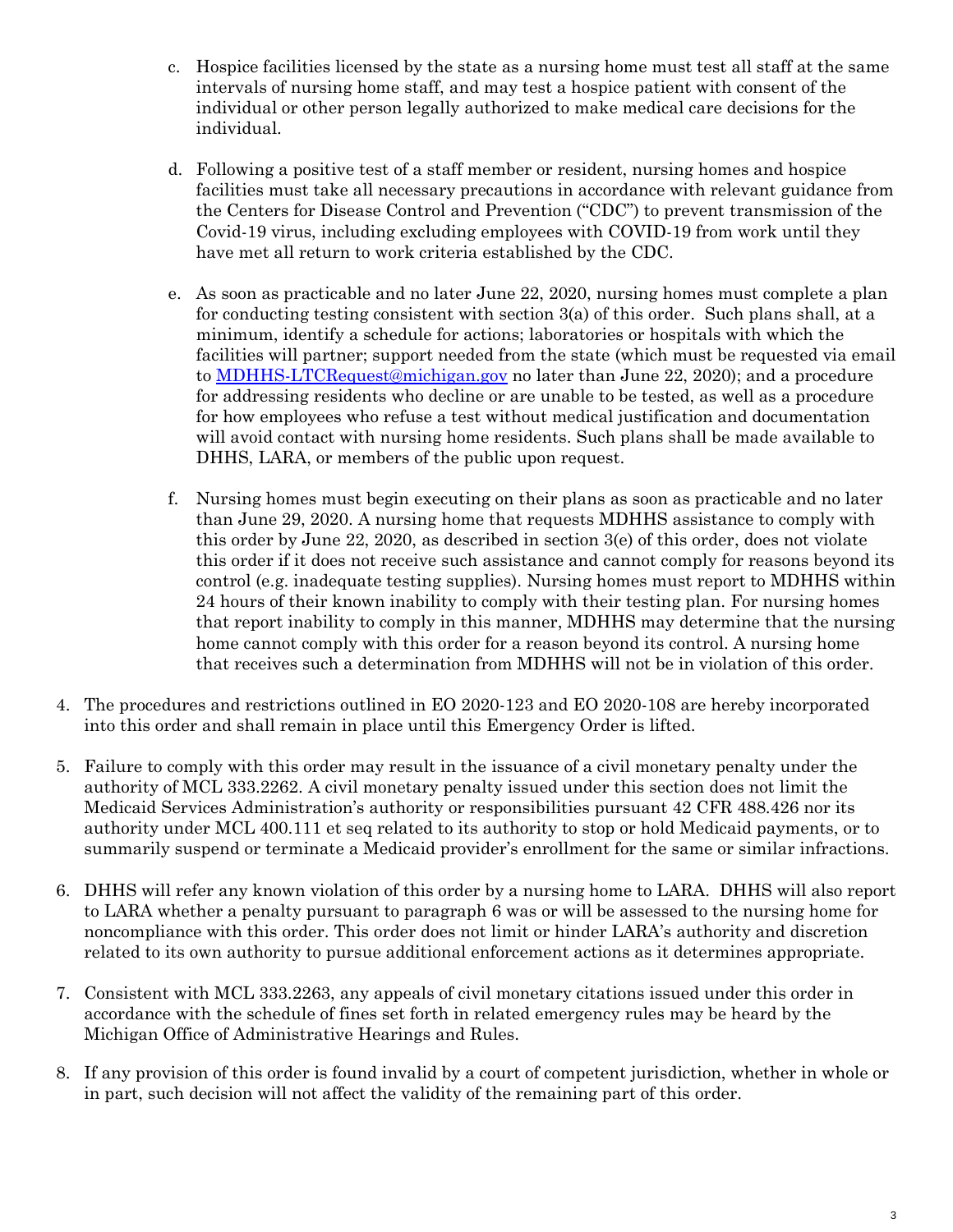c. Hospice facilities licensed by the state as a nursing home must test all staff at the same intervals of nursing home staff, and may test a hospice patient with consent of the individual or other person legally authorized to make medical care decisions for the individual.

d. Following a positive test of a staff member or resident, nursing homes and hospice facilities must take all necessary precautions in accordance with relevant guidance from the Centers for Disease Control and Prevention ("CDC") to prevent transmission of the Covid-19 virus, including excluding employees with COVID-19 from work until they have met all return to work criteria established by the CDC.

e. As soon as practicable and no later June 22, 2020, nursing homes must complete a plan for conducting testing consistent with section 3(a) of this order. Such plans shall, at a minimum, identify a schedule for actions; laboratories or hospitals with which the facilities will partner; support needed from the state (which must be requested via email to [MDHHS-LTCRequest@michigan.gov](mailto:MDHHS-LTCRequest@michigan.gov) no later than June 22, 2020); and a procedure for addressing residents who decline or are unable to be tested, as well as a procedure for how employees who refuse a test without medical justification and documentation will avoid contact with nursing home residents. Such plans shall be made available to DHHS, LARA, or members of the public upon request.

f. Nursing homes must begin executing on their plans as soon as practicable and no later than June 29, 2020. A nursing home that requests MDHHS assistance to comply with this order by June 22, 2020, as described in section 3(e) of this order, does not violate this order if it does not receive such assistance and cannot comply for reasons beyond its control (e.g. inadequate testing supplies). Nursing homes must report to MDHHS within 24 hours of their known inability to comply with their testing plan. For nursing homes that report inability to comply in this manner, MDHHS may determine that the nursing home cannot comply with this order for a reason beyond its control. A nursing home that receives such a determination from MDHHS will not be in violation of this order.

4. The procedures and restrictions outlined in EO 2020-123 and EO 2020-108 are hereby incorporated into this order and shall remain in place until this Emergency Order is lifted.

5. Failure to comply with this order may result in the issuance of a civil monetary penalty under the authority of MCL 333.2262. A civil monetary penalty issued under this section does not limit the Medicaid Services Administration's authority or responsibilities pursuant 42 CFR 488.426 nor its authority under MCL 400.111 et seq related to its authority to stop or hold Medicaid payments, or to summarily suspend or terminate a Medicaid provider's enrollment for the same or similar infractions.

6. DHHS will refer any known violation of this order by a nursing home to LARA. DHHS will also report to LARA whether a penalty pursuant to paragraph 6 was or will be assessed to the nursing home for noncompliance with this order. This order does not limit or hinder LARA's authority and discretion related to its own authority to pursue additional enforcement actions as it determines appropriate.

7. Consistent with MCL 333.2263, any appeals of civil monetary citations issued under this order in accordance with the schedule of fines set forth in related emergency rules may be heard by the Michigan Office of Administrative Hearings and Rules.

8. If any provision of this order is found invalid by a court of competent jurisdiction, whether in whole or in part, such decision will not affect the validity of the remaining part of this order.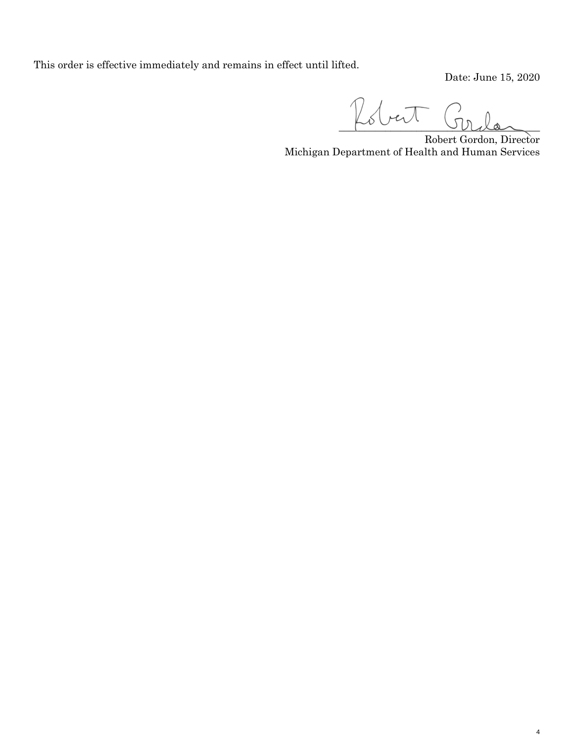This order is effective immediately and remains in effect until lifted.

Date: June 15, 2020

Robert Gordon, Director
Michigan Department of Health and Human Services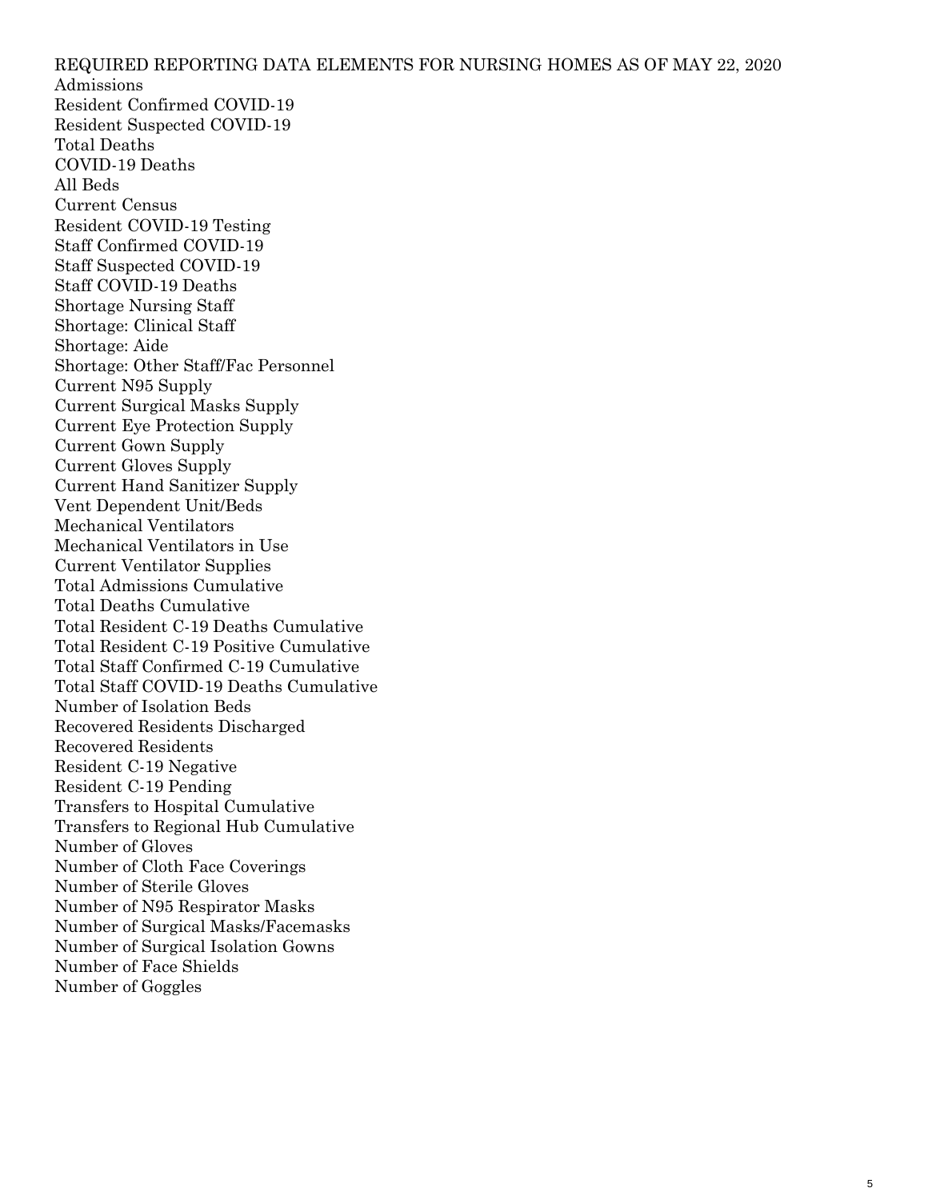REQUIRED REPORTING DATA ELEMENTS FOR NURSING HOMES AS OF MAY 22, 2020

Admissions
Resident Confirmed COVID-19
Resident Suspected COVID-19
Total Deaths
COVID-19 Deaths
All Beds
Current Census
Resident COVID-19 Testing
Staff Confirmed COVID-19
Staff Suspected COVID-19
Staff COVID-19 Deaths
Shortage Nursing Staff
Shortage: Clinical Staff
Shortage: Aide
Shortage: Other Staff/Fac Personnel
Current N95 Supply
Current Surgical Masks Supply
Current Eye Protection Supply
Current Gown Supply
Current Gloves Supply
Current Hand Sanitizer Supply
Vent Dependent Unit/Beds
Mechanical Ventilators
Mechanical Ventilators in Use
Current Ventilator Supplies
Total Admissions Cumulative
Total Deaths Cumulative
Total Resident C-19 Deaths Cumulative
Total Resident C-19 Positive Cumulative
Total Staff Confirmed C-19 Cumulative
Total Staff COVID-19 Deaths Cumulative
Number of Isolation Beds
Recovered Residents Discharged
Recovered Residents
Resident C-19 Negative
Resident C-19 Pending
Transfers to Hospital Cumulative
Transfers to Regional Hub Cumulative
Number of Gloves
Number of Cloth Face Coverings
Number of Sterile Gloves
Number of N95 Respirator Masks
Number of Surgical Masks/Facemasks
Number of Surgical Isolation Gowns
Number of Face Shields
Number of Goggles